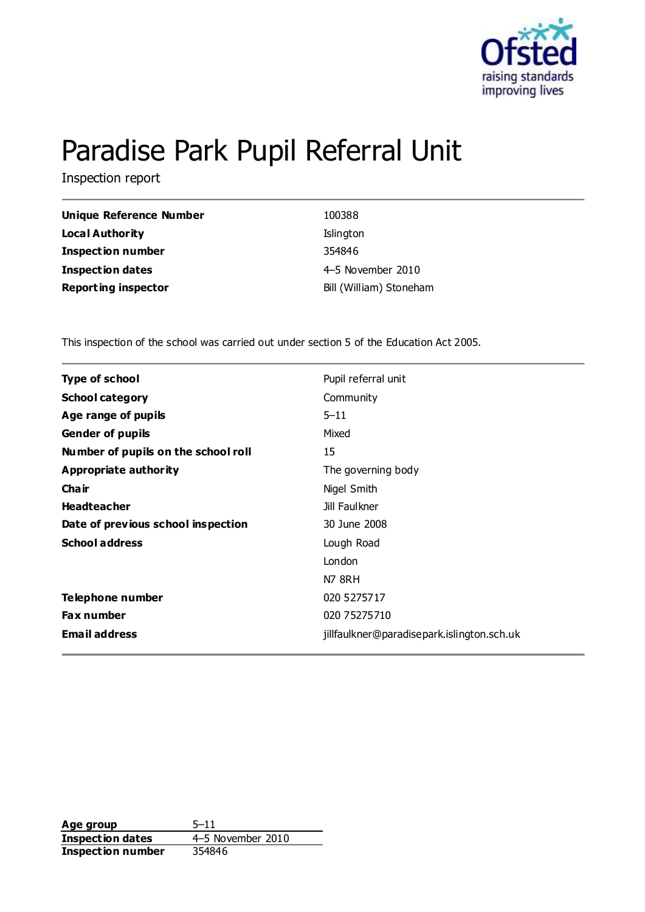# Paradise Park Pupil Referral Unit

Inspection report

| | |
|---|---|
| **Unique Reference Number** | 100388 |
| **Local Authority** | Islington |
| **Inspection number** | 354846 |
| **Inspection dates** | 4–5 November 2010 |
| **Reporting inspector** | Bill (William) Stoneham |

This inspection of the school was carried out under section 5 of the Education Act 2005.

| | |
|---|---|
| **Type of school** | Pupil referral unit |
| **School category** | Community |
| **Age range of pupils** | 5–11 |
| **Gender of pupils** | Mixed |
| **Number of pupils on the school roll** | 15 |
| **Appropriate authority** | The governing body |
| **Chair** | Nigel Smith |
| **Headteacher** | Jill Faulkner |
| **Date of previous school inspection** | 30 June 2008 |
| **School address** | Lough Road<br>London<br>N7 8RH |
| **Telephone number** | 020 5275717 |
| **Fax number** | 020 75275710 |
| **Email address** | jillfaulkner@paradisepark.islington.sch.uk |

| | |
|---|---|
| **Age group** | 5–11 |
| **Inspection dates** | 4–5 November 2010 |
| **Inspection number** | 354846 |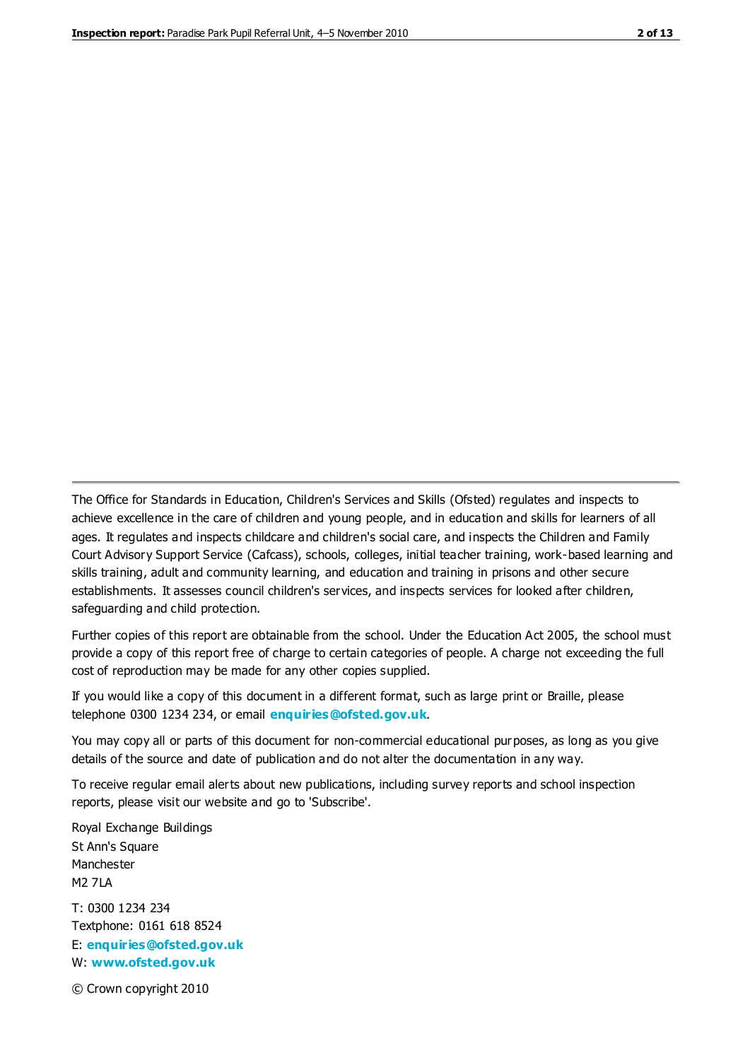The Office for Standards in Education, Children's Services and Skills (Ofsted) regulates and inspects to achieve excellence in the care of children and young people, and in education and skills for learners of all ages. It regulates and inspects childcare and children's social care, and inspects the Children and Family Court Advisory Support Service (Cafcass), schools, colleges, initial teacher training, work-based learning and skills training, adult and community learning, and education and training in prisons and other secure establishments. It assesses council children's services, and inspects services for looked after children, safeguarding and child protection.

Further copies of this report are obtainable from the school. Under the Education Act 2005, the school must provide a copy of this report free of charge to certain categories of people. A charge not exceeding the full cost of reproduction may be made for any other copies supplied.

If you would like a copy of this document in a different format, such as large print or Braille, please telephone 0300 1234 234, or email **enquiries@ofsted.gov.uk**.

You may copy all or parts of this document for non-commercial educational purposes, as long as you give details of the source and date of publication and do not alter the documentation in any way.

To receive regular email alerts about new publications, including survey reports and school inspection reports, please visit our website and go to 'Subscribe'.

Royal Exchange Buildings
St Ann's Square
Manchester
M2 7LA

T: 0300 1234 234
Textphone: 0161 618 8524
E: **enquiries@ofsted.gov.uk**
W: **www.ofsted.gov.uk**

© Crown copyright 2010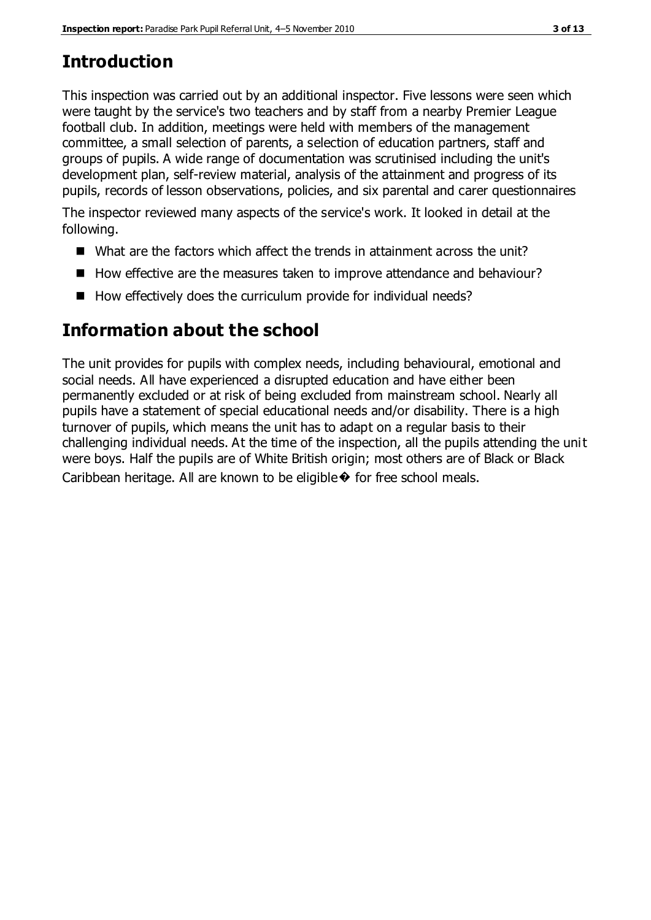## Introduction

This inspection was carried out by an additional inspector. Five lessons were seen which were taught by the service's two teachers and by staff from a nearby Premier League football club. In addition, meetings were held with members of the management committee, a small selection of parents, a selection of education partners, staff and groups of pupils. A wide range of documentation was scrutinised including the unit's development plan, self-review material, analysis of the attainment and progress of its pupils, records of lesson observations, policies, and six parental and carer questionnaires

The inspector reviewed many aspects of the service's work. It looked in detail at the following.

- What are the factors which affect the trends in attainment across the unit?
- How effective are the measures taken to improve attendance and behaviour?
- How effectively does the curriculum provide for individual needs?

## Information about the school

The unit provides for pupils with complex needs, including behavioural, emotional and social needs. All have experienced a disrupted education and have either been permanently excluded or at risk of being excluded from mainstream school. Nearly all pupils have a statement of special educational needs and/or disability. There is a high turnover of pupils, which means the unit has to adapt on a regular basis to their challenging individual needs. At the time of the inspection, all the pupils attending the unit were boys. Half the pupils are of White British origin; most others are of Black or Black Caribbean heritage. All are known to be eligible� for free school meals.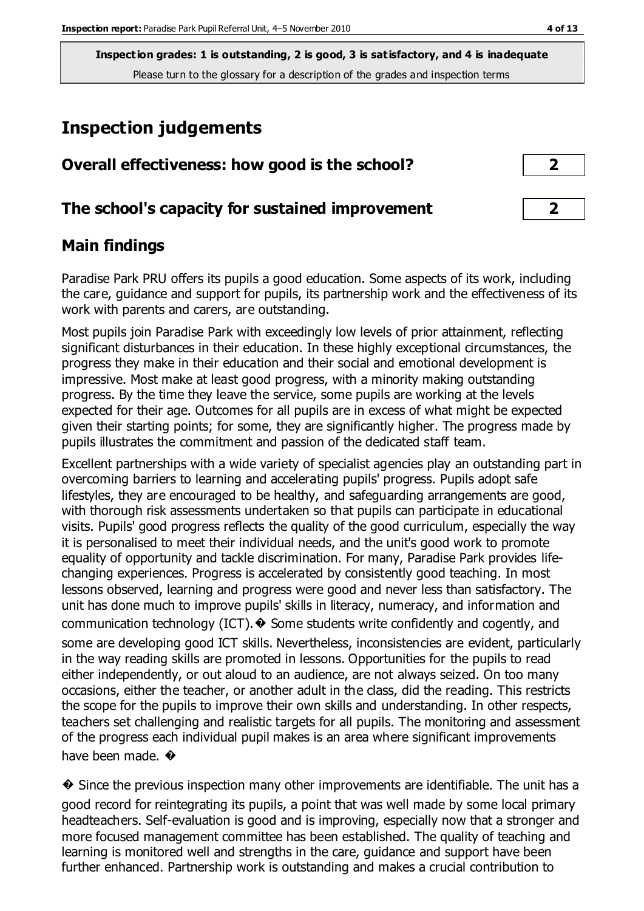**Inspection grades: 1 is outstanding, 2 is good, 3 is satisfactory, and 4 is inadequate**
Please turn to the glossary for a description of the grades and inspection terms

# Inspection judgements

| Overall effectiveness: how good is the school? | 2 |
|---|---|
| **The school's capacity for sustained improvement** | **2** |

## Main findings

Paradise Park PRU offers its pupils a good education. Some aspects of its work, including the care, guidance and support for pupils, its partnership work and the effectiveness of its work with parents and carers, are outstanding.

Most pupils join Paradise Park with exceedingly low levels of prior attainment, reflecting significant disturbances in their education. In these highly exceptional circumstances, the progress they make in their education and their social and emotional development is impressive. Most make at least good progress, with a minority making outstanding progress. By the time they leave the service, some pupils are working at the levels expected for their age. Outcomes for all pupils are in excess of what might be expected given their starting points; for some, they are significantly higher. The progress made by pupils illustrates the commitment and passion of the dedicated staff team.

Excellent partnerships with a wide variety of specialist agencies play an outstanding part in overcoming barriers to learning and accelerating pupils' progress. Pupils adopt safe lifestyles, they are encouraged to be healthy, and safeguarding arrangements are good, with thorough risk assessments undertaken so that pupils can participate in educational visits. Pupils' good progress reflects the quality of the good curriculum, especially the way it is personalised to meet their individual needs, and the unit's good work to promote equality of opportunity and tackle discrimination. For many, Paradise Park provides life-changing experiences. Progress is accelerated by consistently good teaching. In most lessons observed, learning and progress were good and never less than satisfactory. The unit has done much to improve pupils' skills in literacy, numeracy, and information and communication technology (ICT).� Some students write confidently and cogently, and some are developing good ICT skills. Nevertheless, inconsistencies are evident, particularly in the way reading skills are promoted in lessons. Opportunities for the pupils to read either independently, or out aloud to an audience, are not always seized. On too many occasions, either the teacher, or another adult in the class, did the reading. This restricts the scope for the pupils to improve their own skills and understanding. In other respects, teachers set challenging and realistic targets for all pupils. The monitoring and assessment of the progress each individual pupil makes is an area where significant improvements have been made. �

� Since the previous inspection many other improvements are identifiable. The unit has a good record for reintegrating its pupils, a point that was well made by some local primary headteachers. Self-evaluation is good and is improving, especially now that a stronger and more focused management committee has been established. The quality of teaching and learning is monitored well and strengths in the care, guidance and support have been further enhanced. Partnership work is outstanding and makes a crucial contribution to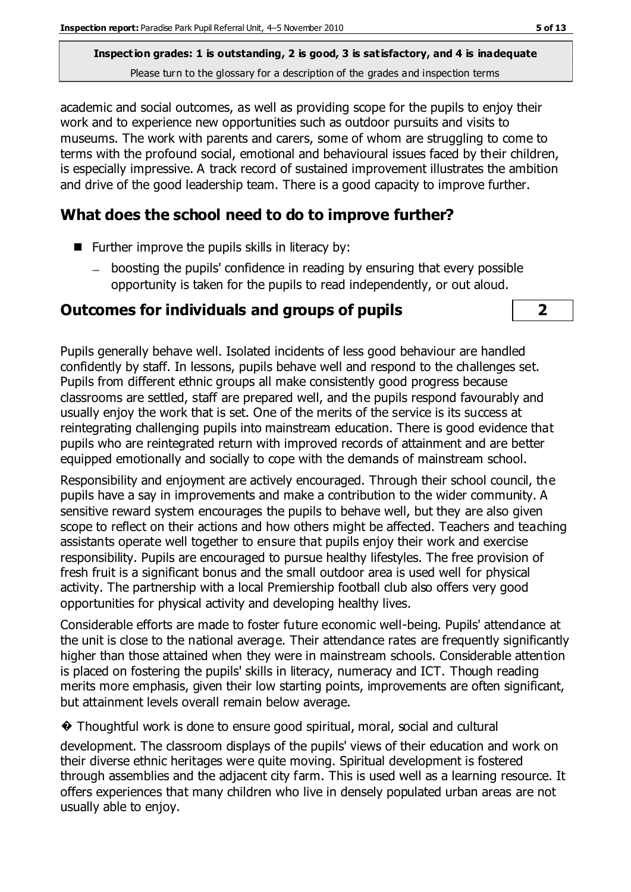academic and social outcomes, as well as providing scope for the pupils to enjoy their work and to experience new opportunities such as outdoor pursuits and visits to museums. The work with parents and carers, some of whom are struggling to come to terms with the profound social, emotional and behavioural issues faced by their children, is especially impressive. A track record of sustained improvement illustrates the ambition and drive of the good leadership team. There is a good capacity to improve further.

## What does the school need to do to improve further?

- Further improve the pupils skills in literacy by:
  - boosting the pupils' confidence in reading by ensuring that every possible opportunity is taken for the pupils to read independently, or out aloud.

## Outcomes for individuals and groups of pupils

**2**

Pupils generally behave well. Isolated incidents of less good behaviour are handled confidently by staff. In lessons, pupils behave well and respond to the challenges set. Pupils from different ethnic groups all make consistently good progress because classrooms are settled, staff are prepared well, and the pupils respond favourably and usually enjoy the work that is set. One of the merits of the service is its success at reintegrating challenging pupils into mainstream education. There is good evidence that pupils who are reintegrated return with improved records of attainment and are better equipped emotionally and socially to cope with the demands of mainstream school.

Responsibility and enjoyment are actively encouraged. Through their school council, the pupils have a say in improvements and make a contribution to the wider community. A sensitive reward system encourages the pupils to behave well, but they are also given scope to reflect on their actions and how others might be affected. Teachers and teaching assistants operate well together to ensure that pupils enjoy their work and exercise responsibility. Pupils are encouraged to pursue healthy lifestyles. The free provision of fresh fruit is a significant bonus and the small outdoor area is used well for physical activity. The partnership with a local Premiership football club also offers very good opportunities for physical activity and developing healthy lives.

Considerable efforts are made to foster future economic well-being. Pupils' attendance at the unit is close to the national average. Their attendance rates are frequently significantly higher than those attained when they were in mainstream schools. Considerable attention is placed on fostering the pupils' skills in literacy, numeracy and ICT. Though reading merits more emphasis, given their low starting points, improvements are often significant, but attainment levels overall remain below average.

� Thoughtful work is done to ensure good spiritual, moral, social and cultural development. The classroom displays of the pupils' views of their education and work on their diverse ethnic heritages were quite moving. Spiritual development is fostered through assemblies and the adjacent city farm. This is used well as a learning resource. It offers experiences that many children who live in densely populated urban areas are not usually able to enjoy.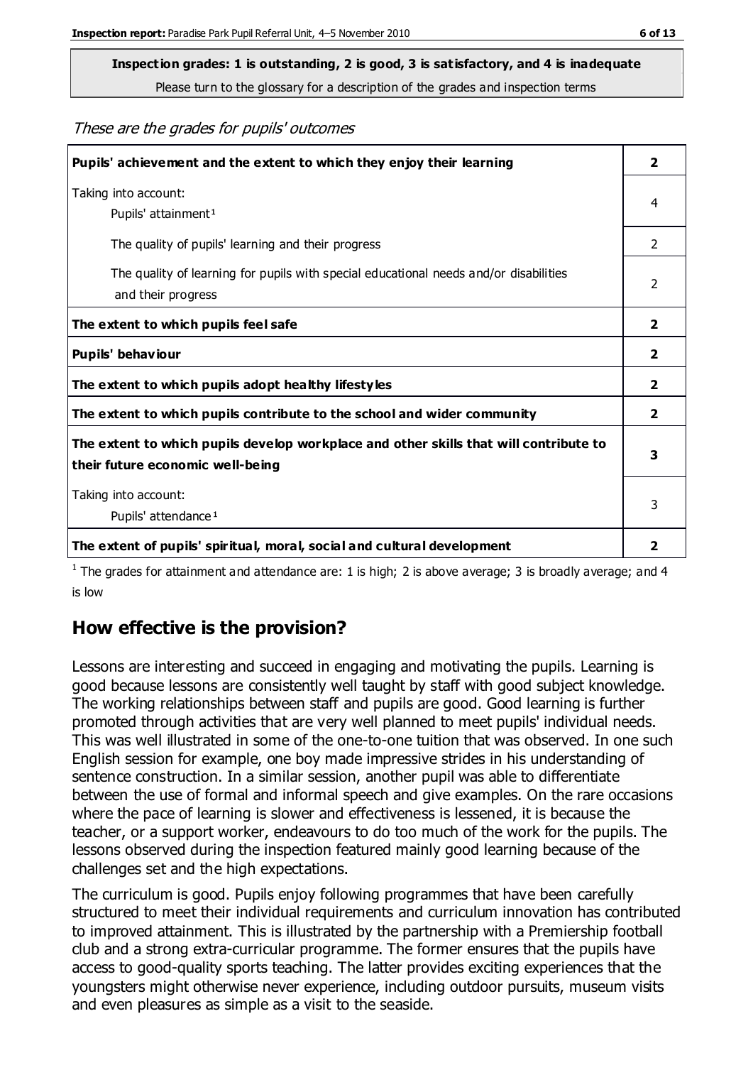**Inspection grades: 1 is outstanding, 2 is good, 3 is satisfactory, and 4 is inadequate**

Please turn to the glossary for a description of the grades and inspection terms

*These are the grades for pupils' outcomes*

| | |
|---|---|
| **Pupils' achievement and the extent to which they enjoy their learning** | **2** |
| Taking into account: Pupils' attainment[1] | 4 |
| The quality of pupils' learning and their progress | 2 |
| The quality of learning for pupils with special educational needs and/or disabilities and their progress | 2 |
| **The extent to which pupils feel safe** | **2** |
| **Pupils' behaviour** | **2** |
| **The extent to which pupils adopt healthy lifestyles** | **2** |
| **The extent to which pupils contribute to the school and wider community** | **2** |
| **The extent to which pupils develop workplace and other skills that will contribute to their future economic well-being** | **3** |
| Taking into account: Pupils' attendance[1] | 3 |
| **The extent of pupils' spiritual, moral, social and cultural development** | **2** |

[1] The grades for attainment and attendance are: 1 is high; 2 is above average; 3 is broadly average; and 4 is low

## How effective is the provision?

Lessons are interesting and succeed in engaging and motivating the pupils. Learning is good because lessons are consistently well taught by staff with good subject knowledge. The working relationships between staff and pupils are good. Good learning is further promoted through activities that are very well planned to meet pupils' individual needs. This was well illustrated in some of the one-to-one tuition that was observed. In one such English session for example, one boy made impressive strides in his understanding of sentence construction. In a similar session, another pupil was able to differentiate between the use of formal and informal speech and give examples. On the rare occasions where the pace of learning is slower and effectiveness is lessened, it is because the teacher, or a support worker, endeavours to do too much of the work for the pupils. The lessons observed during the inspection featured mainly good learning because of the challenges set and the high expectations.

The curriculum is good. Pupils enjoy following programmes that have been carefully structured to meet their individual requirements and curriculum innovation has contributed to improved attainment. This is illustrated by the partnership with a Premiership football club and a strong extra-curricular programme. The former ensures that the pupils have access to good-quality sports teaching. The latter provides exciting experiences that the youngsters might otherwise never experience, including outdoor pursuits, museum visits and even pleasures as simple as a visit to the seaside.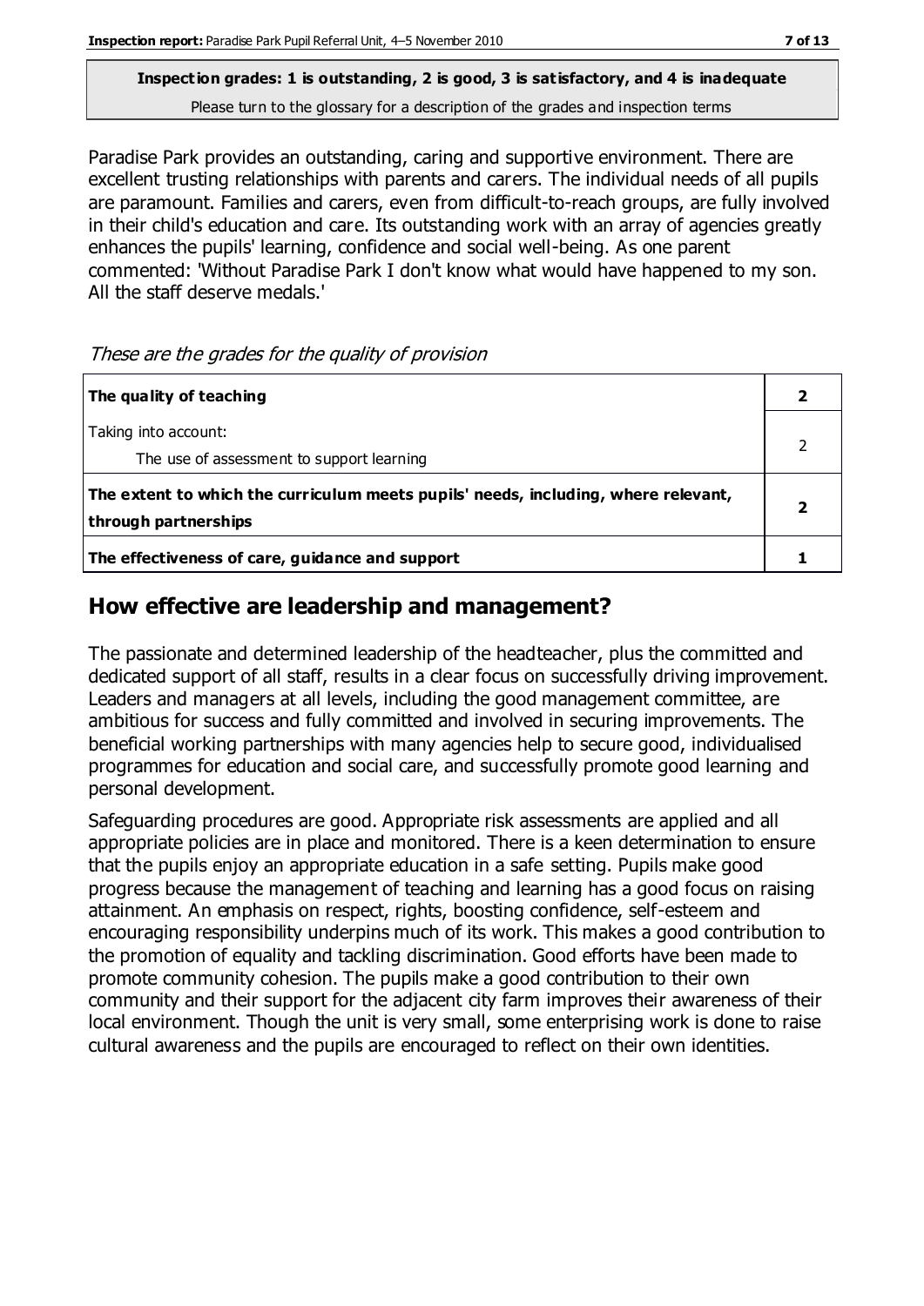**Inspection grades: 1 is outstanding, 2 is good, 3 is satisfactory, and 4 is inadequate**
Please turn to the glossary for a description of the grades and inspection terms

Paradise Park provides an outstanding, caring and supportive environment. There are excellent trusting relationships with parents and carers. The individual needs of all pupils are paramount. Families and carers, even from difficult-to-reach groups, are fully involved in their child's education and care. Its outstanding work with an array of agencies greatly enhances the pupils' learning, confidence and social well-being. As one parent commented: 'Without Paradise Park I don't know what would have happened to my son. All the staff deserve medals.'

*These are the grades for the quality of provision*

| | |
|---|---|
| **The quality of teaching** | **2** |
| Taking into account: The use of assessment to support learning | 2 |
| **The extent to which the curriculum meets pupils' needs, including, where relevant, through partnerships** | **2** |
| **The effectiveness of care, guidance and support** | **1** |

## How effective are leadership and management?

The passionate and determined leadership of the headteacher, plus the committed and dedicated support of all staff, results in a clear focus on successfully driving improvement. Leaders and managers at all levels, including the good management committee, are ambitious for success and fully committed and involved in securing improvements. The beneficial working partnerships with many agencies help to secure good, individualised programmes for education and social care, and successfully promote good learning and personal development.

Safeguarding procedures are good. Appropriate risk assessments are applied and all appropriate policies are in place and monitored. There is a keen determination to ensure that the pupils enjoy an appropriate education in a safe setting. Pupils make good progress because the management of teaching and learning has a good focus on raising attainment. An emphasis on respect, rights, boosting confidence, self-esteem and encouraging responsibility underpins much of its work. This makes a good contribution to the promotion of equality and tackling discrimination. Good efforts have been made to promote community cohesion. The pupils make a good contribution to their own community and their support for the adjacent city farm improves their awareness of their local environment. Though the unit is very small, some enterprising work is done to raise cultural awareness and the pupils are encouraged to reflect on their own identities.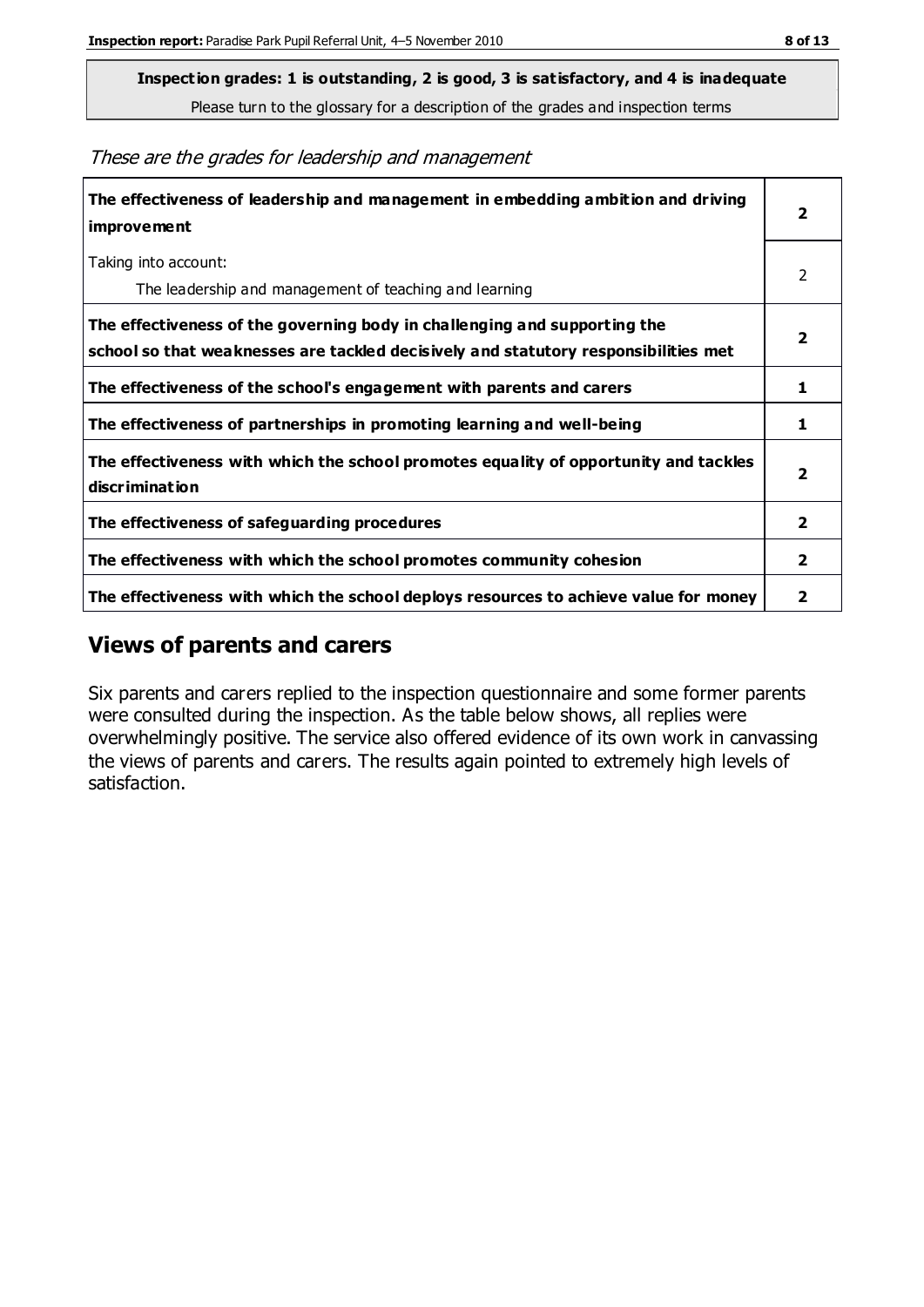**Inspection grades: 1 is outstanding, 2 is good, 3 is satisfactory, and 4 is inadequate**

Please turn to the glossary for a description of the grades and inspection terms

*These are the grades for leadership and management*

| | |
|---|---|
| **The effectiveness of leadership and management in embedding ambition and driving improvement** | **2** |
| Taking into account:<br>The leadership and management of teaching and learning | 2 |
| **The effectiveness of the governing body in challenging and supporting the school so that weaknesses are tackled decisively and statutory responsibilities met** | **2** |
| **The effectiveness of the school's engagement with parents and carers** | **1** |
| **The effectiveness of partnerships in promoting learning and well-being** | **1** |
| **The effectiveness with which the school promotes equality of opportunity and tackles discrimination** | **2** |
| **The effectiveness of safeguarding procedures** | **2** |
| **The effectiveness with which the school promotes community cohesion** | **2** |
| **The effectiveness with which the school deploys resources to achieve value for money** | **2** |

## Views of parents and carers

Six parents and carers replied to the inspection questionnaire and some former parents were consulted during the inspection. As the table below shows, all replies were overwhelmingly positive. The service also offered evidence of its own work in canvassing the views of parents and carers. The results again pointed to extremely high levels of satisfaction.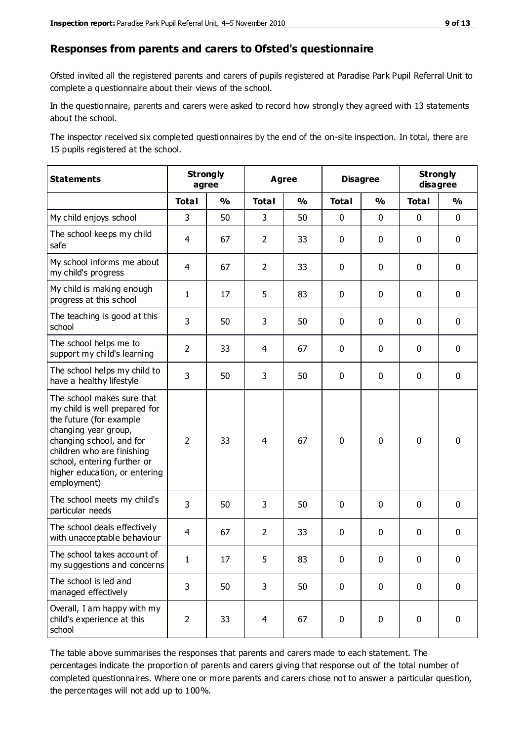## Responses from parents and carers to Ofsted's questionnaire

Ofsted invited all the registered parents and carers of pupils registered at Paradise Park Pupil Referral Unit to complete a questionnaire about their views of the school.

In the questionnaire, parents and carers were asked to record how strongly they agreed with 13 statements about the school.

The inspector received six completed questionnaires by the end of the on-site inspection. In total, there are 15 pupils registered at the school.

| Statements | Strongly agree | | Agree | | Disagree | | Strongly disagree | |
|---|---|---|---|---|---|---|---|---|
| | Total | % | Total | % | Total | % | Total | % |
| My child enjoys school | 3 | 50 | 3 | 50 | 0 | 0 | 0 | 0 |
| The school keeps my child safe | 4 | 67 | 2 | 33 | 0 | 0 | 0 | 0 |
| My school informs me about my child's progress | 4 | 67 | 2 | 33 | 0 | 0 | 0 | 0 |
| My child is making enough progress at this school | 1 | 17 | 5 | 83 | 0 | 0 | 0 | 0 |
| The teaching is good at this school | 3 | 50 | 3 | 50 | 0 | 0 | 0 | 0 |
| The school helps me to support my child's learning | 2 | 33 | 4 | 67 | 0 | 0 | 0 | 0 |
| The school helps my child to have a healthy lifestyle | 3 | 50 | 3 | 50 | 0 | 0 | 0 | 0 |
| The school makes sure that my child is well prepared for the future (for example changing year group, changing school, and for children who are finishing school, entering further or higher education, or entering employment) | 2 | 33 | 4 | 67 | 0 | 0 | 0 | 0 |
| The school meets my child's particular needs | 3 | 50 | 3 | 50 | 0 | 0 | 0 | 0 |
| The school deals effectively with unacceptable behaviour | 4 | 67 | 2 | 33 | 0 | 0 | 0 | 0 |
| The school takes account of my suggestions and concerns | 1 | 17 | 5 | 83 | 0 | 0 | 0 | 0 |
| The school is led and managed effectively | 3 | 50 | 3 | 50 | 0 | 0 | 0 | 0 |
| Overall, I am happy with my child's experience at this school | 2 | 33 | 4 | 67 | 0 | 0 | 0 | 0 |

The table above summarises the responses that parents and carers made to each statement. The percentages indicate the proportion of parents and carers giving that response out of the total number of completed questionnaires. Where one or more parents and carers chose not to answer a particular question, the percentages will not add up to 100%.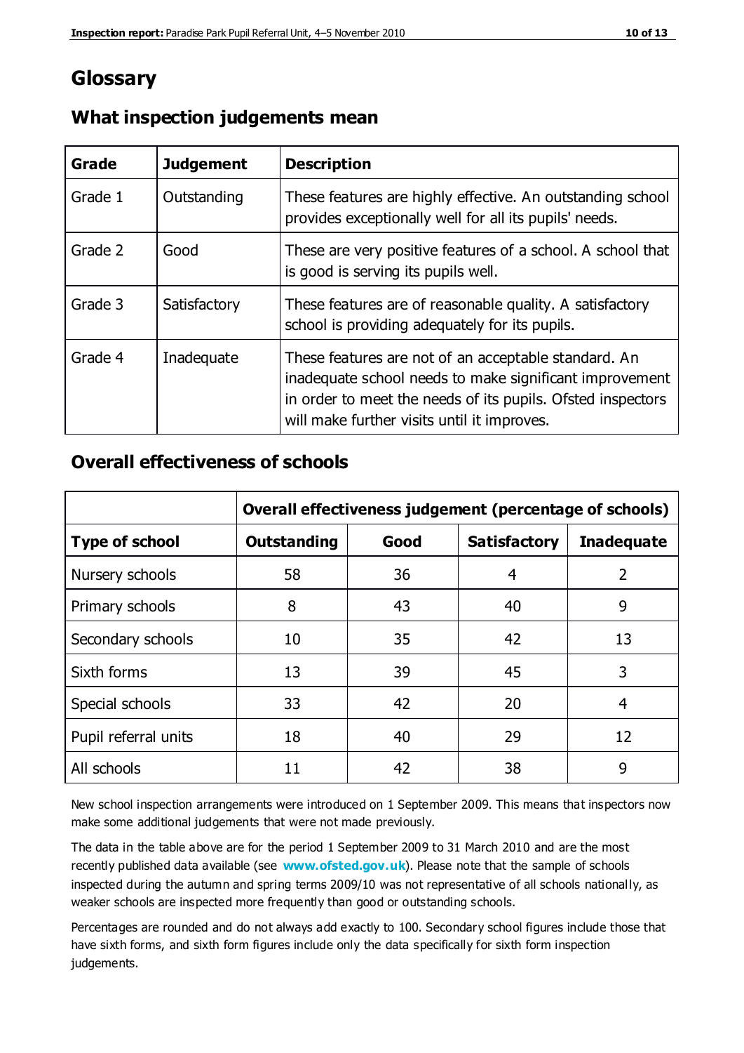# Glossary

## What inspection judgements mean

| Grade | Judgement | Description |
| --- | --- | --- |
| Grade 1 | Outstanding | These features are highly effective. An outstanding school provides exceptionally well for all its pupils' needs. |
| Grade 2 | Good | These are very positive features of a school. A school that is good is serving its pupils well. |
| Grade 3 | Satisfactory | These features are of reasonable quality. A satisfactory school is providing adequately for its pupils. |
| Grade 4 | Inadequate | These features are not of an acceptable standard. An inadequate school needs to make significant improvement in order to meet the needs of its pupils. Ofsted inspectors will make further visits until it improves. |

## Overall effectiveness of schools

| | Overall effectiveness judgement (percentage of schools) | | | |
| --- | --- | --- | --- | --- |
| **Type of school** | **Outstanding** | **Good** | **Satisfactory** | **Inadequate** |
| Nursery schools | 58 | 36 | 4 | 2 |
| Primary schools | 8 | 43 | 40 | 9 |
| Secondary schools | 10 | 35 | 42 | 13 |
| Sixth forms | 13 | 39 | 45 | 3 |
| Special schools | 33 | 42 | 20 | 4 |
| Pupil referral units | 18 | 40 | 29 | 12 |
| All schools | 11 | 42 | 38 | 9 |

New school inspection arrangements were introduced on 1 September 2009. This means that inspectors now make some additional judgements that were not made previously.

The data in the table above are for the period 1 September 2009 to 31 March 2010 and are the most recently published data available (see **www.ofsted.gov.uk**). Please note that the sample of schools inspected during the autumn and spring terms 2009/10 was not representative of all schools nationally, as weaker schools are inspected more frequently than good or outstanding schools.

Percentages are rounded and do not always add exactly to 100. Secondary school figures include those that have sixth forms, and sixth form figures include only the data specifically for sixth form inspection judgements.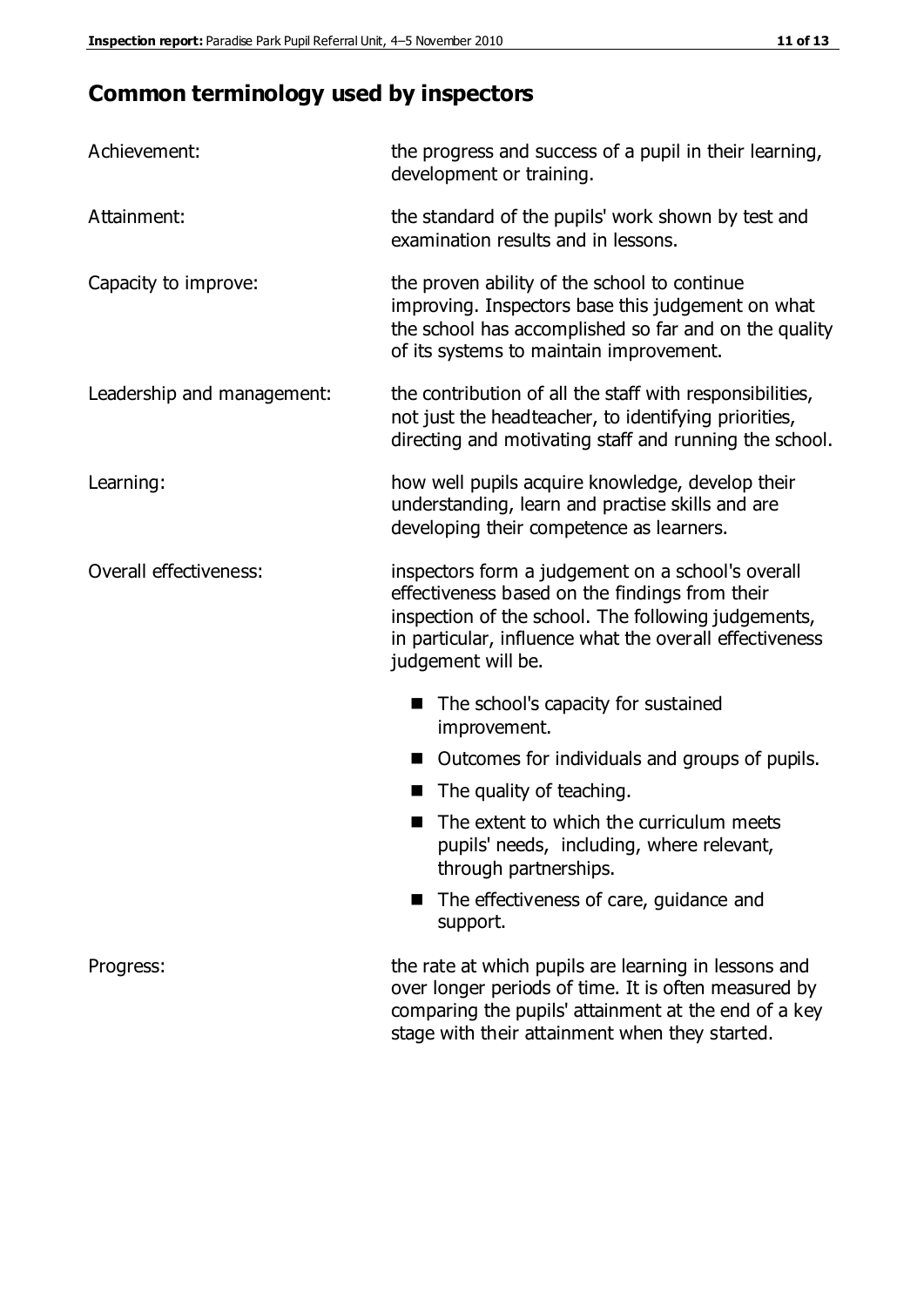## Common terminology used by inspectors

| | |
|---|---|
| Achievement: | the progress and success of a pupil in their learning, development or training. |
| Attainment: | the standard of the pupils' work shown by test and examination results and in lessons. |
| Capacity to improve: | the proven ability of the school to continue improving. Inspectors base this judgement on what the school has accomplished so far and on the quality of its systems to maintain improvement. |
| Leadership and management: | the contribution of all the staff with responsibilities, not just the headteacher, to identifying priorities, directing and motivating staff and running the school. |
| Learning: | how well pupils acquire knowledge, develop their understanding, learn and practise skills and are developing their competence as learners. |
| Overall effectiveness: | inspectors form a judgement on a school's overall effectiveness based on the findings from their inspection of the school. The following judgements, in particular, influence what the overall effectiveness judgement will be. |

- The school's capacity for sustained improvement.
- Outcomes for individuals and groups of pupils.
- The quality of teaching.
- The extent to which the curriculum meets pupils' needs, including, where relevant, through partnerships.
- The effectiveness of care, guidance and support.

| | |
|---|---|
| Progress: | the rate at which pupils are learning in lessons and over longer periods of time. It is often measured by comparing the pupils' attainment at the end of a key stage with their attainment when they started. |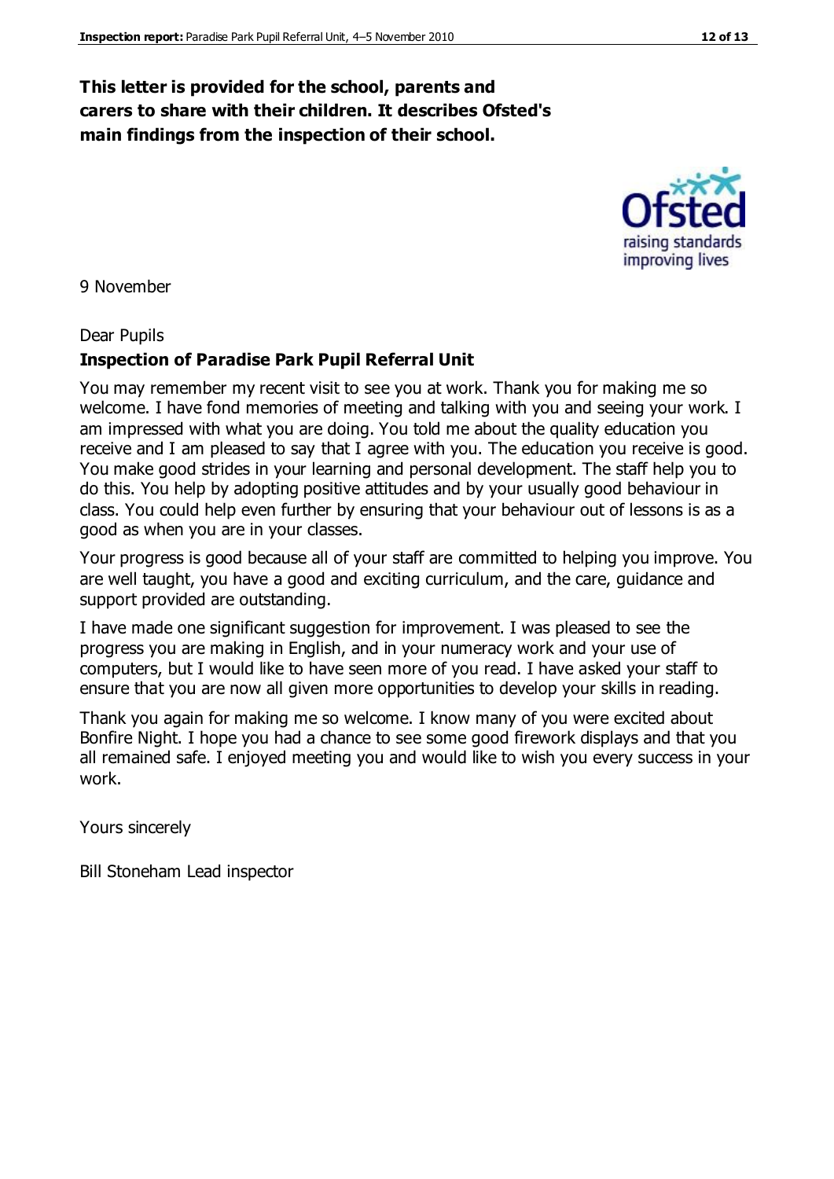**This letter is provided for the school, parents and carers to share with their children. It describes Ofsted's main findings from the inspection of their school.**

9 November

Dear Pupils

**Inspection of Paradise Park Pupil Referral Unit**

You may remember my recent visit to see you at work. Thank you for making me so welcome. I have fond memories of meeting and talking with you and seeing your work. I am impressed with what you are doing. You told me about the quality education you receive and I am pleased to say that I agree with you. The education you receive is good. You make good strides in your learning and personal development. The staff help you to do this. You help by adopting positive attitudes and by your usually good behaviour in class. You could help even further by ensuring that your behaviour out of lessons is as a good as when you are in your classes.

Your progress is good because all of your staff are committed to helping you improve. You are well taught, you have a good and exciting curriculum, and the care, guidance and support provided are outstanding.

I have made one significant suggestion for improvement. I was pleased to see the progress you are making in English, and in your numeracy work and your use of computers, but I would like to have seen more of you read. I have asked your staff to ensure that you are now all given more opportunities to develop your skills in reading.

Thank you again for making me so welcome. I know many of you were excited about Bonfire Night. I hope you had a chance to see some good firework displays and that you all remained safe. I enjoyed meeting you and would like to wish you every success in your work.

Yours sincerely

Bill Stoneham Lead inspector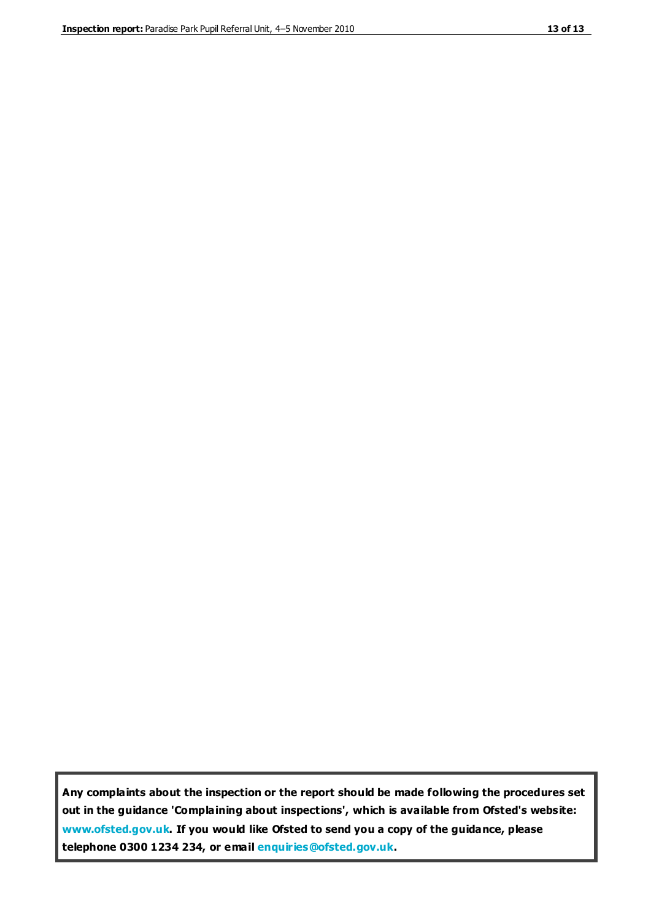**Any complaints about the inspection or the report should be made following the procedures set out in the guidance 'Complaining about inspections', which is available from Ofsted's website: www.ofsted.gov.uk. If you would like Ofsted to send you a copy of the guidance, please telephone 0300 1234 234, or email enquiries@ofsted.gov.uk.**